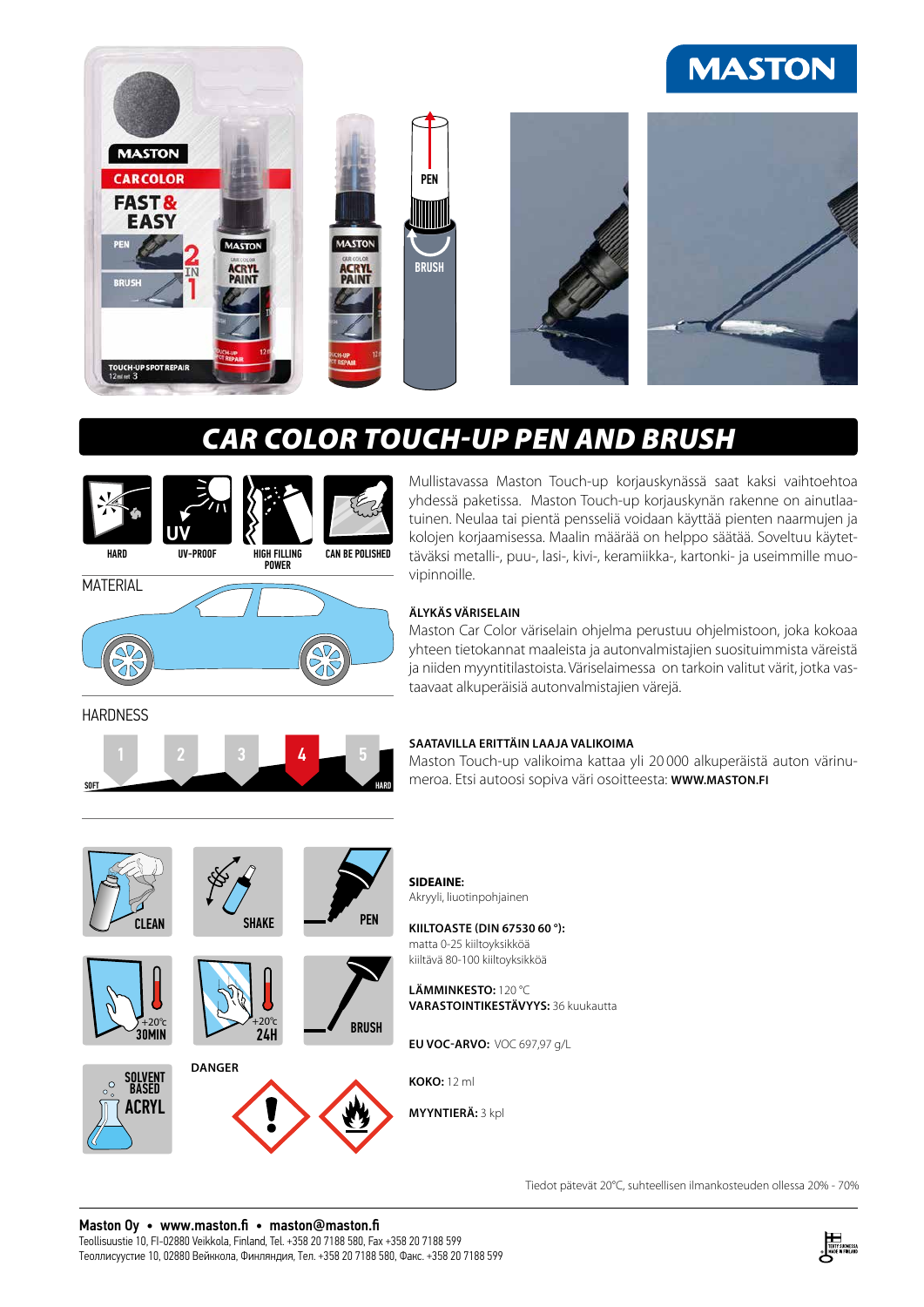MASTON

# CAR COLOR TOUCH-UP PEN AND BRUSH

HARD | UV-PROOF | HIGH FILLING POWER | CAN BE POLISHED

MATERIAL

HARDNESS

SOFT 1 2 3 **4** 5 HARD

Mullistavassa Maston Touch-up korjauskynässä saat kaksi vaihtoehtoa yhdessä paketissa. Maston Touch-up korjauskynän rakenne on ainutlaatuinen. Neulaa tai pientä pensseliä voidaan käyttää pienten naarmujen ja kolojen korjaamisessa. Maalin määrää on helppo säätää. Soveltuu käytettäväksi metalli-, puu-, lasi-, kivi-, keramiikka-, kartonki- ja useimmille muovipinnoille.

**ÄLYKÄS VÄRISELAIN**

Maston Car Color väriselain ohjelma perustuu ohjelmistoon, joka kokoaa yhteen tietokannat maaleista ja autonvalmistajien suosituimmista väreistä ja niiden myyntitilastoista. Väriselaimessa on tarkoin valitut värit, jotka vastaavat alkuperäisiä autonvalmistajien värejä.

**SAATAVILLA ERITTÄIN LAAJA VALIKOIMA**

Maston Touch-up valikoima kattaa yli 20 000 alkuperäistä auton värinumeroa. Etsi autoosi sopiva väri osoitteesta: **WWW.MASTON.FI**

CLEAN | SHAKE | PEN

+20°C 30MIN | +20°C 24H | BRUSH

SOLVENT BASED ACRYL

DANGER

**SIDEAINE:**
Akryyli, liuotinpohjainen

**KIILTOASTE (DIN 67530 60 °):**
matta 0-25 kiiltoyksikköä
kiiltävä 80-100 kiiltoyksikköä

**LÄMMINKESTO:** 120 °C
**VARASTOINTIKESTÄVYYS:** 36 kuukautta

**EU VOC-ARVO:** VOC 697,97 g/L

**KOKO:** 12 ml

**MYYNTIERÄ:** 3 kpl

Tiedot pätevät 20°C, suhteellisen ilmankosteuden ollessa 20% - 70%

**Maston Oy • www.maston.fi • maston@maston.fi**
Teollisuustie 10, FI-02880 Veikkola, Finland, Tel. +358 20 7188 580, Fax +358 20 7188 599
Теоллисуустие 10, 02880 Вейккола, Финляндия, Тел. +358 20 7188 580, Факс. +358 20 7188 599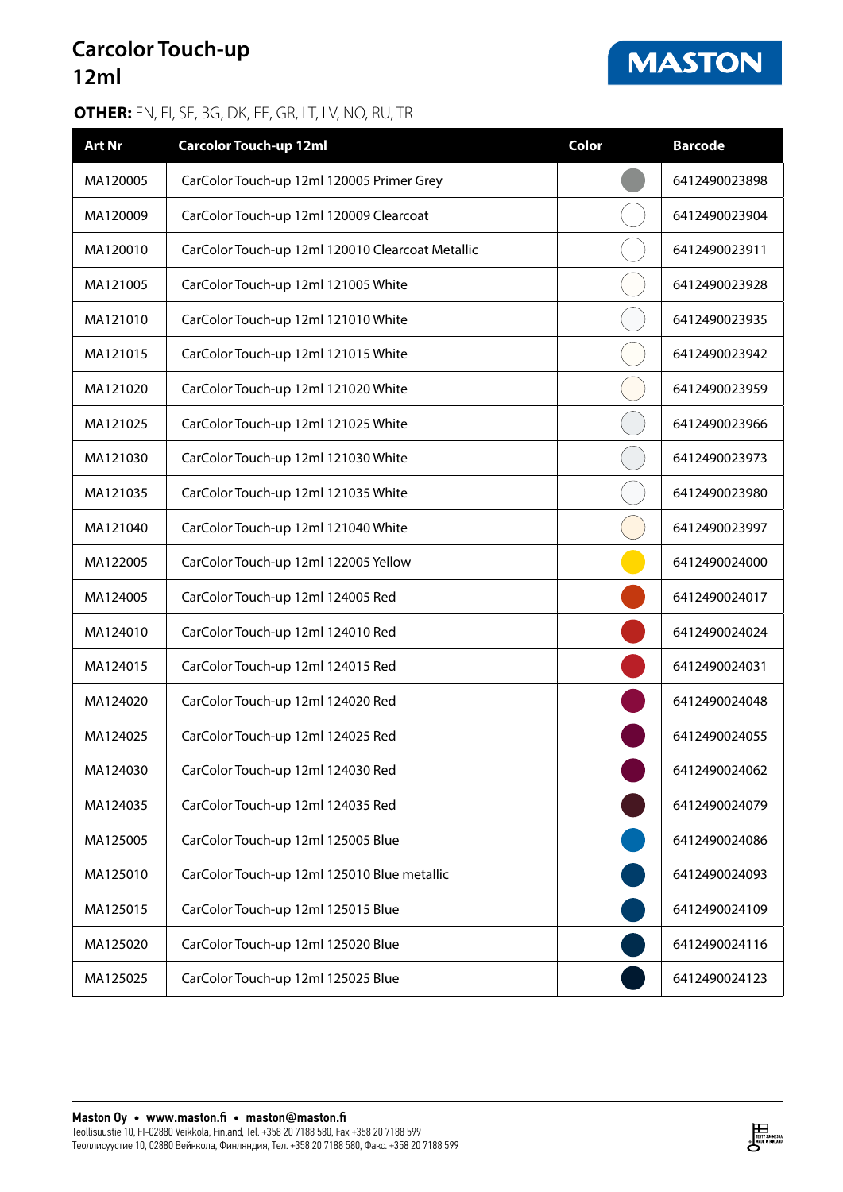# Carcolor Touch-up 12ml

MASTON

**OTHER:** EN, FI, SE, BG, DK, EE, GR, LT, LV, NO, RU, TR

| Art Nr | Carcolor Touch-up 12ml | Color | Barcode |
|---|---|---|---|
| MA120005 | CarColor Touch-up 12ml 120005 Primer Grey | | 6412490023898 |
| MA120009 | CarColor Touch-up 12ml 120009 Clearcoat | | 6412490023904 |
| MA120010 | CarColor Touch-up 12ml 120010 Clearcoat Metallic | | 6412490023911 |
| MA121005 | CarColor Touch-up 12ml 121005 White | | 6412490023928 |
| MA121010 | CarColor Touch-up 12ml 121010 White | | 6412490023935 |
| MA121015 | CarColor Touch-up 12ml 121015 White | | 6412490023942 |
| MA121020 | CarColor Touch-up 12ml 121020 White | | 6412490023959 |
| MA121025 | CarColor Touch-up 12ml 121025 White | | 6412490023966 |
| MA121030 | CarColor Touch-up 12ml 121030 White | | 6412490023973 |
| MA121035 | CarColor Touch-up 12ml 121035 White | | 6412490023980 |
| MA121040 | CarColor Touch-up 12ml 121040 White | | 6412490023997 |
| MA122005 | CarColor Touch-up 12ml 122005 Yellow | | 6412490024000 |
| MA124005 | CarColor Touch-up 12ml 124005 Red | | 6412490024017 |
| MA124010 | CarColor Touch-up 12ml 124010 Red | | 6412490024024 |
| MA124015 | CarColor Touch-up 12ml 124015 Red | | 6412490024031 |
| MA124020 | CarColor Touch-up 12ml 124020 Red | | 6412490024048 |
| MA124025 | CarColor Touch-up 12ml 124025 Red | | 6412490024055 |
| MA124030 | CarColor Touch-up 12ml 124030 Red | | 6412490024062 |
| MA124035 | CarColor Touch-up 12ml 124035 Red | | 6412490024079 |
| MA125005 | CarColor Touch-up 12ml 125005 Blue | | 6412490024086 |
| MA125010 | CarColor Touch-up 12ml 125010 Blue metallic | | 6412490024093 |
| MA125015 | CarColor Touch-up 12ml 125015 Blue | | 6412490024109 |
| MA125020 | CarColor Touch-up 12ml 125020 Blue | | 6412490024116 |
| MA125025 | CarColor Touch-up 12ml 125025 Blue | | 6412490024123 |

**Maston Oy • www.maston.fi • maston@maston.fi**
Teollisuustie 10, FI-02880 Veikkola, Finland, Tel. +358 20 7188 580, Fax +358 20 7188 599
Теоллисуустие 10, 02880 Вейккола, Финляндия, Тел. +358 20 7188 580, Факс. +358 20 7188 599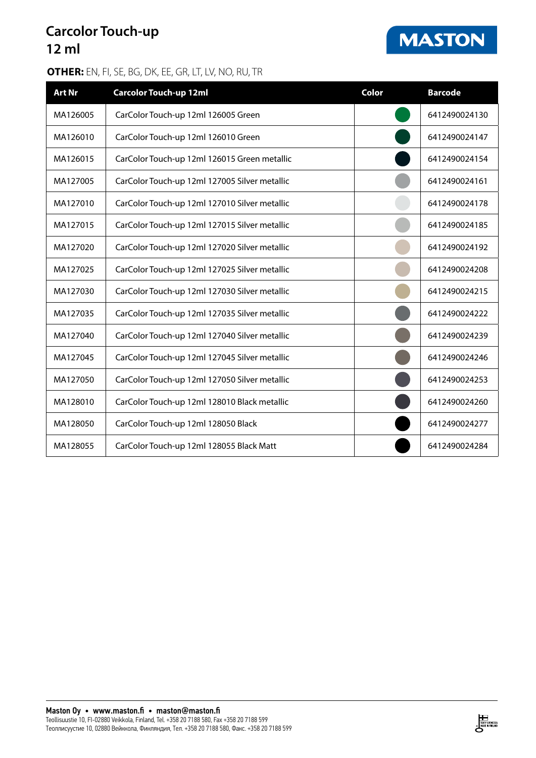# Carcolor Touch-up 12 ml

MASTON

**OTHER:** EN, FI, SE, BG, DK, EE, GR, LT, LV, NO, RU, TR

| Art Nr | Carcolor Touch-up 12ml | Color | Barcode |
|---|---|---|---|
| MA126005 | CarColor Touch-up 12ml 126005 Green | | 6412490024130 |
| MA126010 | CarColor Touch-up 12ml 126010 Green | | 6412490024147 |
| MA126015 | CarColor Touch-up 12ml 126015 Green metallic | | 6412490024154 |
| MA127005 | CarColor Touch-up 12ml 127005 Silver metallic | | 6412490024161 |
| MA127010 | CarColor Touch-up 12ml 127010 Silver metallic | | 6412490024178 |
| MA127015 | CarColor Touch-up 12ml 127015 Silver metallic | | 6412490024185 |
| MA127020 | CarColor Touch-up 12ml 127020 Silver metallic | | 6412490024192 |
| MA127025 | CarColor Touch-up 12ml 127025 Silver metallic | | 6412490024208 |
| MA127030 | CarColor Touch-up 12ml 127030 Silver metallic | | 6412490024215 |
| MA127035 | CarColor Touch-up 12ml 127035 Silver metallic | | 6412490024222 |
| MA127040 | CarColor Touch-up 12ml 127040 Silver metallic | | 6412490024239 |
| MA127045 | CarColor Touch-up 12ml 127045 Silver metallic | | 6412490024246 |
| MA127050 | CarColor Touch-up 12ml 127050 Silver metallic | | 6412490024253 |
| MA128010 | CarColor Touch-up 12ml 128010 Black metallic | | 6412490024260 |
| MA128050 | CarColor Touch-up 12ml 128050 Black | | 6412490024277 |
| MA128055 | CarColor Touch-up 12ml 128055 Black Matt | | 6412490024284 |

**Maston Oy • www.maston.fi • maston@maston.fi**
Teollisuustie 10, FI-02880 Veikkola, Finland, Tel. +358 20 7188 580, Fax +358 20 7188 599
Теолисуустие 10, 02880 Вейккола, Финляндия, Тел. +358 20 7188 580, Факс. +358 20 7188 599